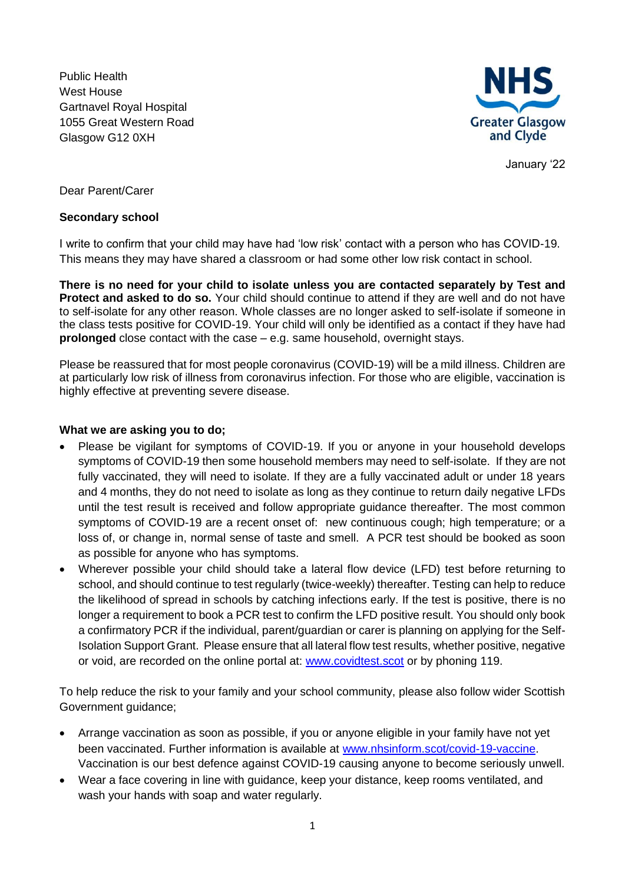Public Health
West House
Gartnavel Royal Hospital
1055 Great Western Road
Glasgow G12 0XH

NHS Greater Glasgow and Clyde

January '22

Dear Parent/Carer

**Secondary school**

I write to confirm that your child may have had 'low risk' contact with a person who has COVID-19. This means they may have shared a classroom or had some other low risk contact in school.

**There is no need for your child to isolate unless you are contacted separately by Test and Protect and asked to do so.** Your child should continue to attend if they are well and do not have to self-isolate for any other reason. Whole classes are no longer asked to self-isolate if someone in the class tests positive for COVID-19. Your child will only be identified as a contact if they have had **prolonged** close contact with the case – e.g. same household, overnight stays.

Please be reassured that for most people coronavirus (COVID-19) will be a mild illness. Children are at particularly low risk of illness from coronavirus infection. For those who are eligible, vaccination is highly effective at preventing severe disease.

**What we are asking you to do;**

- Please be vigilant for symptoms of COVID-19. If you or anyone in your household develops symptoms of COVID-19 then some household members may need to self-isolate. If they are not fully vaccinated, they will need to isolate. If they are a fully vaccinated adult or under 18 years and 4 months, they do not need to isolate as long as they continue to return daily negative LFDs until the test result is received and follow appropriate guidance thereafter. The most common symptoms of COVID-19 are a recent onset of: new continuous cough; high temperature; or a loss of, or change in, normal sense of taste and smell. A PCR test should be booked as soon as possible for anyone who has symptoms.
- Wherever possible your child should take a lateral flow device (LFD) test before returning to school, and should continue to test regularly (twice-weekly) thereafter. Testing can help to reduce the likelihood of spread in schools by catching infections early. If the test is positive, there is no longer a requirement to book a PCR test to confirm the LFD positive result. You should only book a confirmatory PCR if the individual, parent/guardian or carer is planning on applying for the Self-Isolation Support Grant. Please ensure that all lateral flow test results, whether positive, negative or void, are recorded on the online portal at: [www.covidtest.scot](www.covidtest.scot) or by phoning 119.

To help reduce the risk to your family and your school community, please also follow wider Scottish Government guidance;

- Arrange vaccination as soon as possible, if you or anyone eligible in your family have not yet been vaccinated. Further information is available at [www.nhsinform.scot/covid-19-vaccine](www.nhsinform.scot/covid-19-vaccine). Vaccination is our best defence against COVID-19 causing anyone to become seriously unwell.
- Wear a face covering in line with guidance, keep your distance, keep rooms ventilated, and wash your hands with soap and water regularly.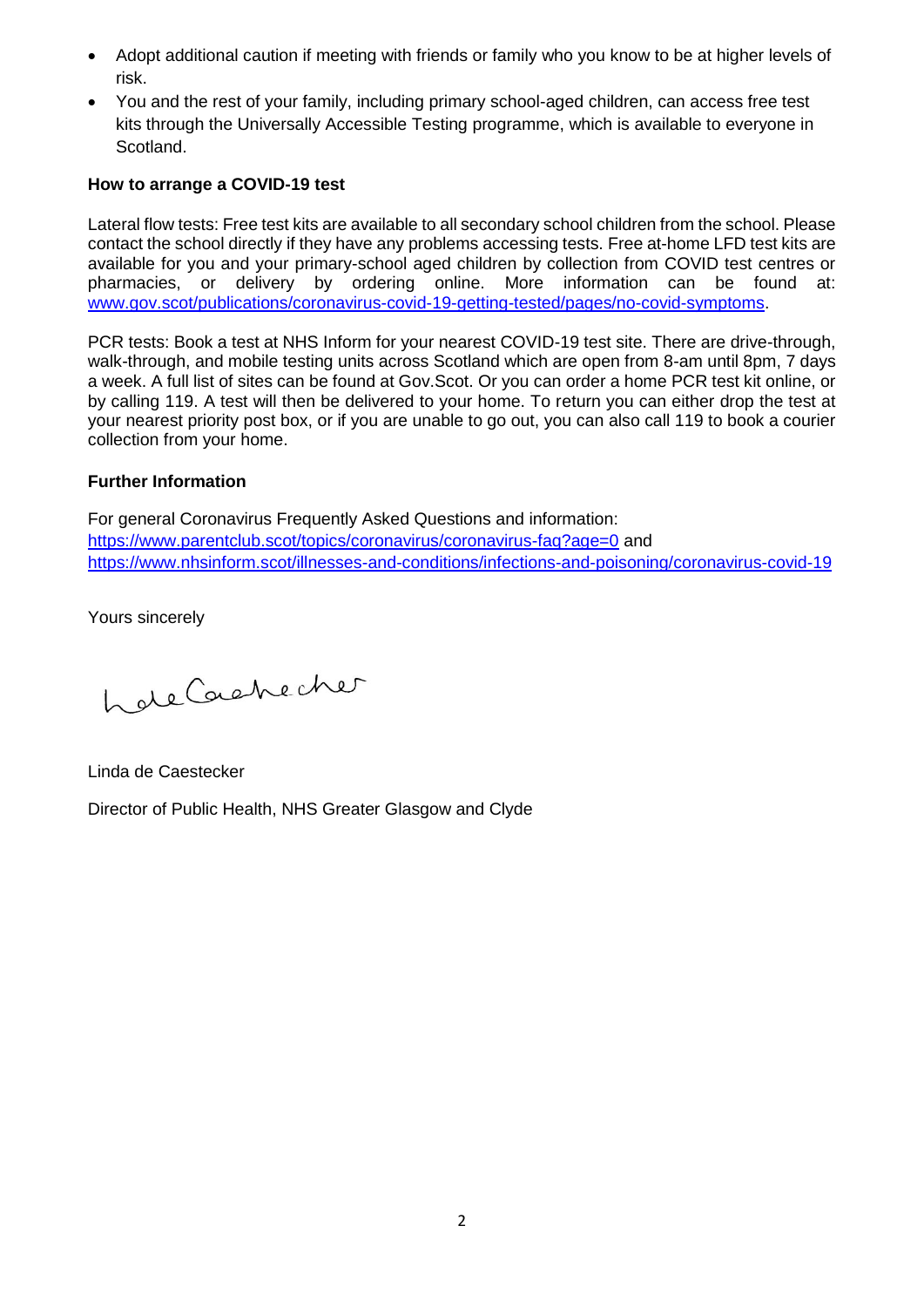- Adopt additional caution if meeting with friends or family who you know to be at higher levels of risk.
- You and the rest of your family, including primary school-aged children, can access free test kits through the Universally Accessible Testing programme, which is available to everyone in Scotland.

**How to arrange a COVID-19 test**

Lateral flow tests: Free test kits are available to all secondary school children from the school. Please contact the school directly if they have any problems accessing tests. Free at-home LFD test kits are available for you and your primary-school aged children by collection from COVID test centres or pharmacies, or delivery by ordering online. More information can be found at: [www.gov.scot/publications/coronavirus-covid-19-getting-tested/pages/no-covid-symptoms](www.gov.scot/publications/coronavirus-covid-19-getting-tested/pages/no-covid-symptoms).

PCR tests: Book a test at NHS Inform for your nearest COVID-19 test site. There are drive-through, walk-through, and mobile testing units across Scotland which are open from 8-am until 8pm, 7 days a week. A full list of sites can be found at Gov.Scot. Or you can order a home PCR test kit online, or by calling 119. A test will then be delivered to your home. To return you can either drop the test at your nearest priority post box, or if you are unable to go out, you can also call 119 to book a courier collection from your home.

**Further Information**

For general Coronavirus Frequently Asked Questions and information:
[https://www.parentclub.scot/topics/coronavirus/coronavirus-faq?age=0](https://www.parentclub.scot/topics/coronavirus/coronavirus-faq?age=0) and
[https://www.nhsinform.scot/illnesses-and-conditions/infections-and-poisoning/coronavirus-covid-19](https://www.nhsinform.scot/illnesses-and-conditions/infections-and-poisoning/coronavirus-covid-19)

Yours sincerely

Linda de Caestecker

Director of Public Health, NHS Greater Glasgow and Clyde